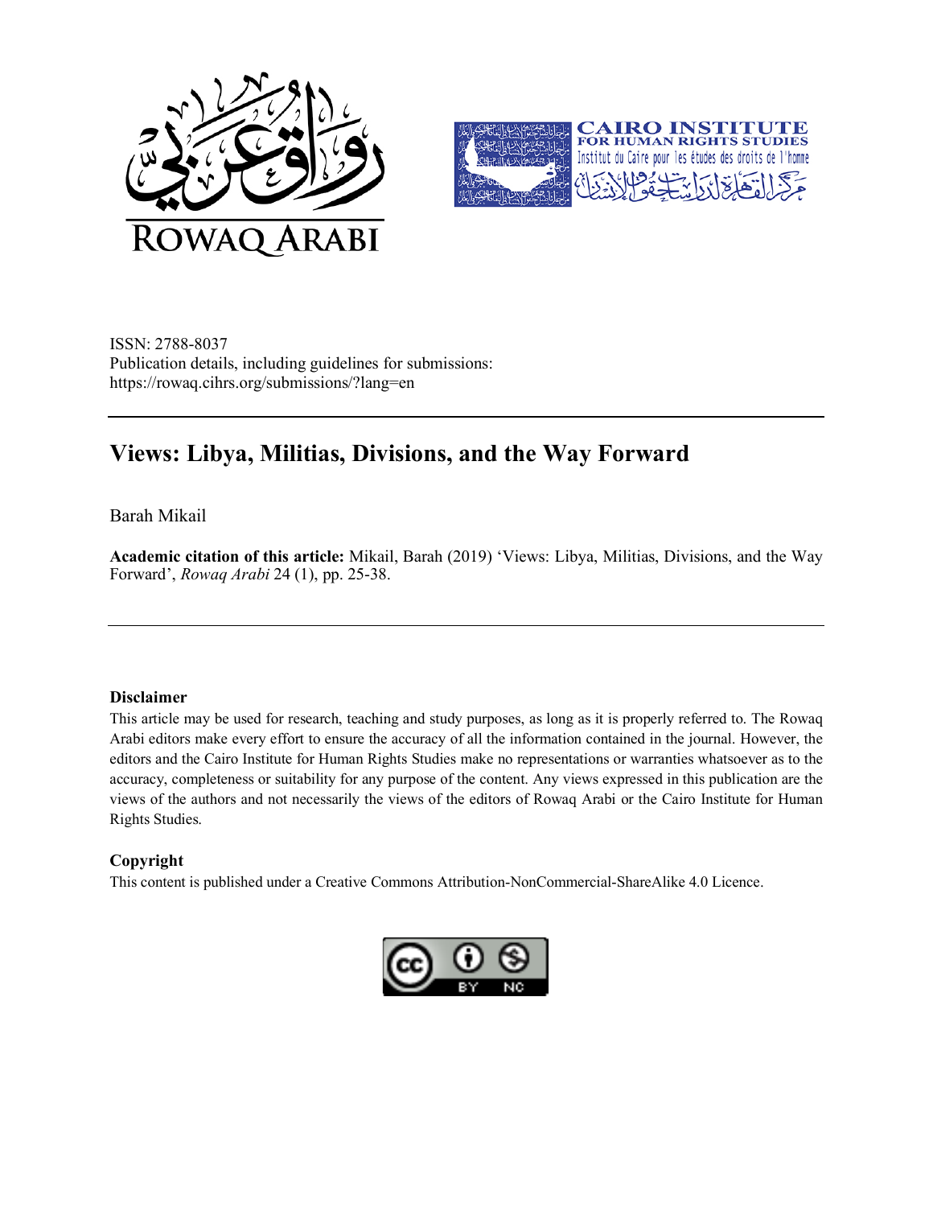ISSN: 2788-8037
Publication details, including guidelines for submissions: https://rowaq.cihrs.org/submissions/?lang=en

# Views: Libya, Militias, Divisions, and the Way Forward

Barah Mikail

**Academic citation of this article:** Mikail, Barah (2019) 'Views: Libya, Militias, Divisions, and the Way Forward', *Rowaq Arabi* 24 (1), pp. 25-38.

### Disclaimer

This article may be used for research, teaching and study purposes, as long as it is properly referred to. The Rowaq Arabi editors make every effort to ensure the accuracy of all the information contained in the journal. However, the editors and the Cairo Institute for Human Rights Studies make no representations or warranties whatsoever as to the accuracy, completeness or suitability for any purpose of the content. Any views expressed in this publication are the views of the authors and not necessarily the views of the editors of Rowaq Arabi or the Cairo Institute for Human Rights Studies.

### Copyright

This content is published under a Creative Commons Attribution-NonCommercial-ShareAlike 4.0 Licence.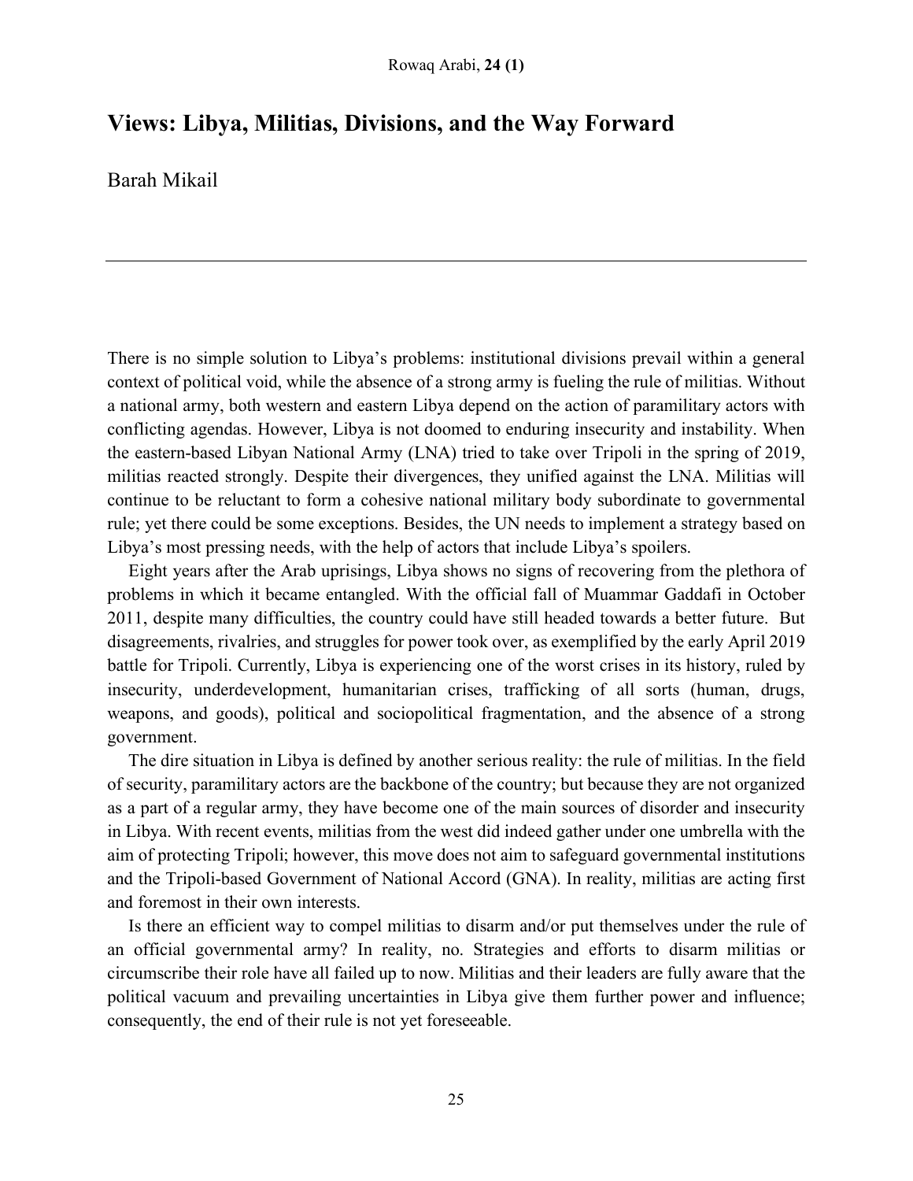# Views: Libya, Militias, Divisions, and the Way Forward

Barah Mikail

---

There is no simple solution to Libya's problems: institutional divisions prevail within a general context of political void, while the absence of a strong army is fueling the rule of militias. Without a national army, both western and eastern Libya depend on the action of paramilitary actors with conflicting agendas. However, Libya is not doomed to enduring insecurity and instability. When the eastern-based Libyan National Army (LNA) tried to take over Tripoli in the spring of 2019, militias reacted strongly. Despite their divergences, they unified against the LNA. Militias will continue to be reluctant to form a cohesive national military body subordinate to governmental rule; yet there could be some exceptions. Besides, the UN needs to implement a strategy based on Libya's most pressing needs, with the help of actors that include Libya's spoilers.

Eight years after the Arab uprisings, Libya shows no signs of recovering from the plethora of problems in which it became entangled. With the official fall of Muammar Gaddafi in October 2011, despite many difficulties, the country could have still headed towards a better future. But disagreements, rivalries, and struggles for power took over, as exemplified by the early April 2019 battle for Tripoli. Currently, Libya is experiencing one of the worst crises in its history, ruled by insecurity, underdevelopment, humanitarian crises, trafficking of all sorts (human, drugs, weapons, and goods), political and sociopolitical fragmentation, and the absence of a strong government.

The dire situation in Libya is defined by another serious reality: the rule of militias. In the field of security, paramilitary actors are the backbone of the country; but because they are not organized as a part of a regular army, they have become one of the main sources of disorder and insecurity in Libya. With recent events, militias from the west did indeed gather under one umbrella with the aim of protecting Tripoli; however, this move does not aim to safeguard governmental institutions and the Tripoli-based Government of National Accord (GNA). In reality, militias are acting first and foremost in their own interests.

Is there an efficient way to compel militias to disarm and/or put themselves under the rule of an official governmental army? In reality, no. Strategies and efforts to disarm militias or circumscribe their role have all failed up to now. Militias and their leaders are fully aware that the political vacuum and prevailing uncertainties in Libya give them further power and influence; consequently, the end of their rule is not yet foreseeable.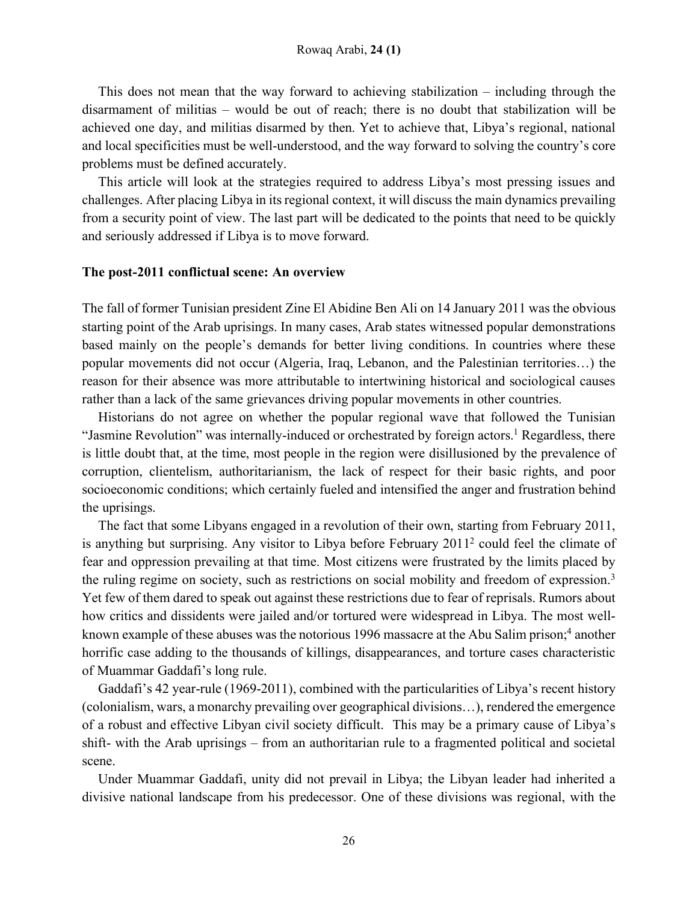This does not mean that the way forward to achieving stabilization – including through the disarmament of militias – would be out of reach; there is no doubt that stabilization will be achieved one day, and militias disarmed by then. Yet to achieve that, Libya's regional, national and local specificities must be well-understood, and the way forward to solving the country's core problems must be defined accurately.

This article will look at the strategies required to address Libya's most pressing issues and challenges. After placing Libya in its regional context, it will discuss the main dynamics prevailing from a security point of view. The last part will be dedicated to the points that need to be quickly and seriously addressed if Libya is to move forward.

### The post-2011 conflictual scene: An overview

The fall of former Tunisian president Zine El Abidine Ben Ali on 14 January 2011 was the obvious starting point of the Arab uprisings. In many cases, Arab states witnessed popular demonstrations based mainly on the people's demands for better living conditions. In countries where these popular movements did not occur (Algeria, Iraq, Lebanon, and the Palestinian territories…) the reason for their absence was more attributable to intertwining historical and sociological causes rather than a lack of the same grievances driving popular movements in other countries.

Historians do not agree on whether the popular regional wave that followed the Tunisian "Jasmine Revolution" was internally-induced or orchestrated by foreign actors.[1] Regardless, there is little doubt that, at the time, most people in the region were disillusioned by the prevalence of corruption, clientelism, authoritarianism, the lack of respect for their basic rights, and poor socioeconomic conditions; which certainly fueled and intensified the anger and frustration behind the uprisings.

The fact that some Libyans engaged in a revolution of their own, starting from February 2011, is anything but surprising. Any visitor to Libya before February 2011[2] could feel the climate of fear and oppression prevailing at that time. Most citizens were frustrated by the limits placed by the ruling regime on society, such as restrictions on social mobility and freedom of expression.[3] Yet few of them dared to speak out against these restrictions due to fear of reprisals. Rumors about how critics and dissidents were jailed and/or tortured were widespread in Libya. The most well-known example of these abuses was the notorious 1996 massacre at the Abu Salim prison;[4] another horrific case adding to the thousands of killings, disappearances, and torture cases characteristic of Muammar Gaddafi's long rule.

Gaddafi's 42 year-rule (1969-2011), combined with the particularities of Libya's recent history (colonialism, wars, a monarchy prevailing over geographical divisions…), rendered the emergence of a robust and effective Libyan civil society difficult. This may be a primary cause of Libya's shift- with the Arab uprisings – from an authoritarian rule to a fragmented political and societal scene.

Under Muammar Gaddafi, unity did not prevail in Libya; the Libyan leader had inherited a divisive national landscape from his predecessor. One of these divisions was regional, with the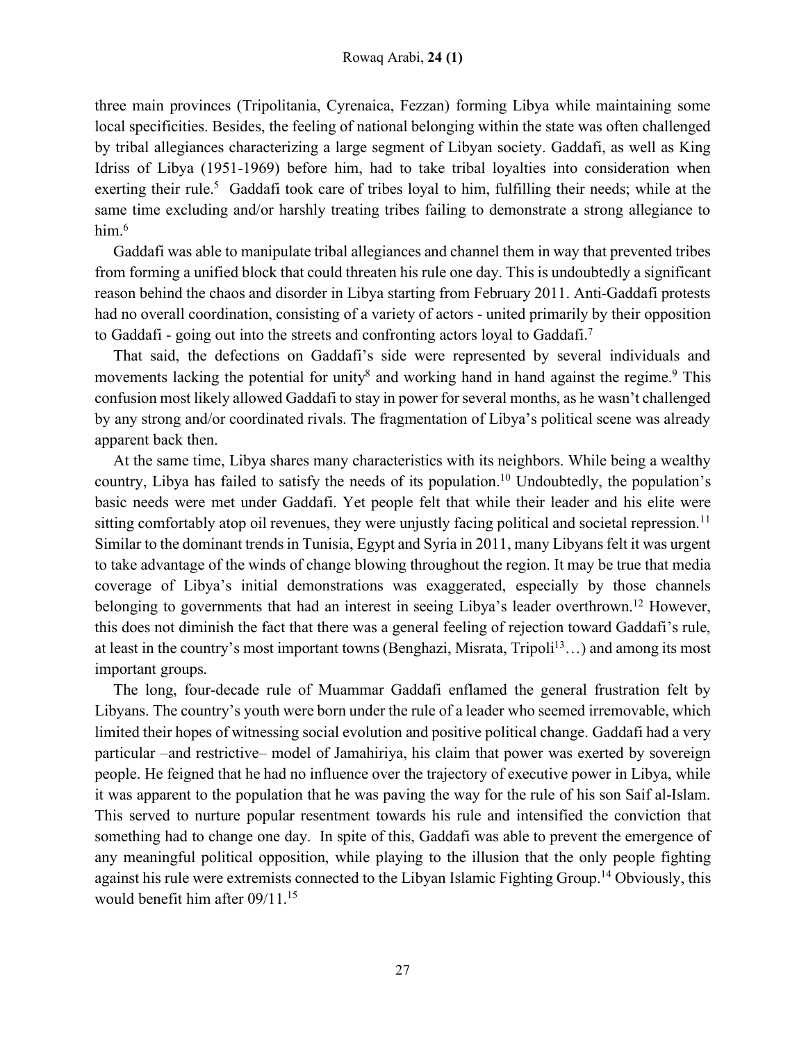three main provinces (Tripolitania, Cyrenaica, Fezzan) forming Libya while maintaining some local specificities. Besides, the feeling of national belonging within the state was often challenged by tribal allegiances characterizing a large segment of Libyan society. Gaddafi, as well as King Idriss of Libya (1951-1969) before him, had to take tribal loyalties into consideration when exerting their rule.[5] Gaddafi took care of tribes loyal to him, fulfilling their needs; while at the same time excluding and/or harshly treating tribes failing to demonstrate a strong allegiance to him.[6]

Gaddafi was able to manipulate tribal allegiances and channel them in way that prevented tribes from forming a unified block that could threaten his rule one day. This is undoubtedly a significant reason behind the chaos and disorder in Libya starting from February 2011. Anti-Gaddafi protests had no overall coordination, consisting of a variety of actors - united primarily by their opposition to Gaddafi - going out into the streets and confronting actors loyal to Gaddafi.[7]

That said, the defections on Gaddafi's side were represented by several individuals and movements lacking the potential for unity[8] and working hand in hand against the regime.[9] This confusion most likely allowed Gaddafi to stay in power for several months, as he wasn't challenged by any strong and/or coordinated rivals. The fragmentation of Libya's political scene was already apparent back then.

At the same time, Libya shares many characteristics with its neighbors. While being a wealthy country, Libya has failed to satisfy the needs of its population.[10] Undoubtedly, the population's basic needs were met under Gaddafi. Yet people felt that while their leader and his elite were sitting comfortably atop oil revenues, they were unjustly facing political and societal repression.[11] Similar to the dominant trends in Tunisia, Egypt and Syria in 2011, many Libyans felt it was urgent to take advantage of the winds of change blowing throughout the region. It may be true that media coverage of Libya's initial demonstrations was exaggerated, especially by those channels belonging to governments that had an interest in seeing Libya's leader overthrown.[12] However, this does not diminish the fact that there was a general feeling of rejection toward Gaddafi's rule, at least in the country's most important towns (Benghazi, Misrata, Tripoli[13]…) and among its most important groups.

The long, four-decade rule of Muammar Gaddafi enflamed the general frustration felt by Libyans. The country's youth were born under the rule of a leader who seemed irremovable, which limited their hopes of witnessing social evolution and positive political change. Gaddafi had a very particular –and restrictive– model of Jamahiriya, his claim that power was exerted by sovereign people. He feigned that he had no influence over the trajectory of executive power in Libya, while it was apparent to the population that he was paving the way for the rule of his son Saif al-Islam. This served to nurture popular resentment towards his rule and intensified the conviction that something had to change one day. In spite of this, Gaddafi was able to prevent the emergence of any meaningful political opposition, while playing to the illusion that the only people fighting against his rule were extremists connected to the Libyan Islamic Fighting Group.[14] Obviously, this would benefit him after 09/11.[15]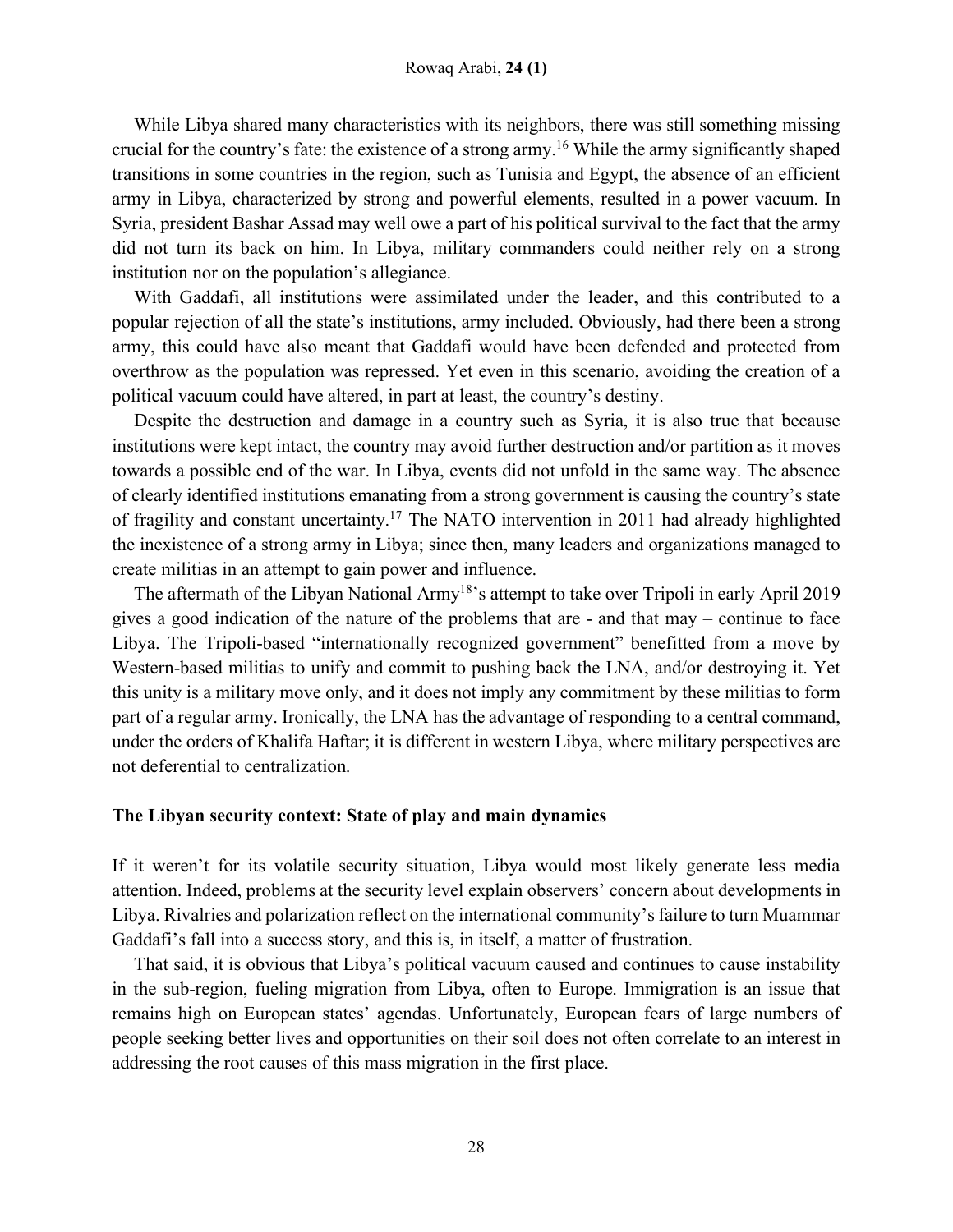While Libya shared many characteristics with its neighbors, there was still something missing crucial for the country's fate: the existence of a strong army.[16] While the army significantly shaped transitions in some countries in the region, such as Tunisia and Egypt, the absence of an efficient army in Libya, characterized by strong and powerful elements, resulted in a power vacuum. In Syria, president Bashar Assad may well owe a part of his political survival to the fact that the army did not turn its back on him. In Libya, military commanders could neither rely on a strong institution nor on the population's allegiance.

With Gaddafi, all institutions were assimilated under the leader, and this contributed to a popular rejection of all the state's institutions, army included. Obviously, had there been a strong army, this could have also meant that Gaddafi would have been defended and protected from overthrow as the population was repressed. Yet even in this scenario, avoiding the creation of a political vacuum could have altered, in part at least, the country's destiny.

Despite the destruction and damage in a country such as Syria, it is also true that because institutions were kept intact, the country may avoid further destruction and/or partition as it moves towards a possible end of the war. In Libya, events did not unfold in the same way. The absence of clearly identified institutions emanating from a strong government is causing the country's state of fragility and constant uncertainty.[17] The NATO intervention in 2011 had already highlighted the inexistence of a strong army in Libya; since then, many leaders and organizations managed to create militias in an attempt to gain power and influence.

The aftermath of the Libyan National Army[18]'s attempt to take over Tripoli in early April 2019 gives a good indication of the nature of the problems that are - and that may – continue to face Libya. The Tripoli-based "internationally recognized government" benefitted from a move by Western-based militias to unify and commit to pushing back the LNA, and/or destroying it. Yet this unity is a military move only, and it does not imply any commitment by these militias to form part of a regular army. Ironically, the LNA has the advantage of responding to a central command, under the orders of Khalifa Haftar; it is different in western Libya, where military perspectives are not deferential to centralization.

## The Libyan security context: State of play and main dynamics

If it weren't for its volatile security situation, Libya would most likely generate less media attention. Indeed, problems at the security level explain observers' concern about developments in Libya. Rivalries and polarization reflect on the international community's failure to turn Muammar Gaddafi's fall into a success story, and this is, in itself, a matter of frustration.

That said, it is obvious that Libya's political vacuum caused and continues to cause instability in the sub-region, fueling migration from Libya, often to Europe. Immigration is an issue that remains high on European states' agendas. Unfortunately, European fears of large numbers of people seeking better lives and opportunities on their soil does not often correlate to an interest in addressing the root causes of this mass migration in the first place.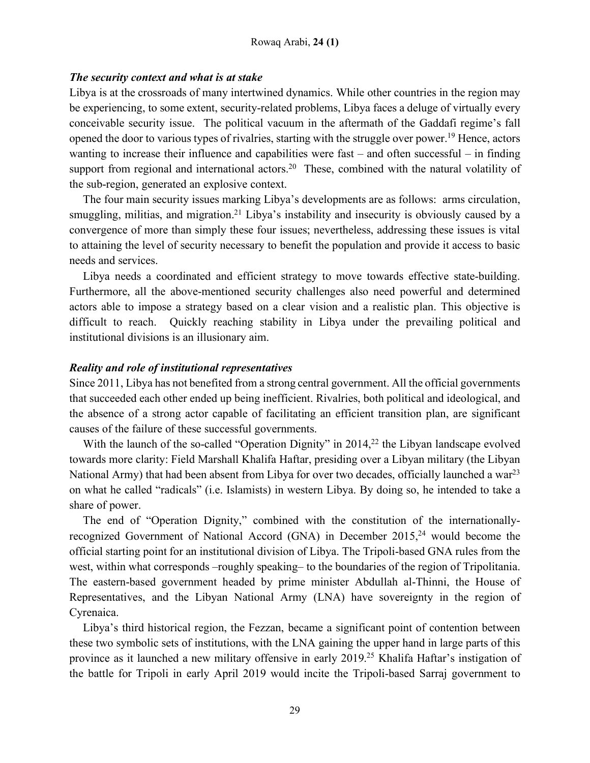### *The security context and what is at stake*

Libya is at the crossroads of many intertwined dynamics. While other countries in the region may be experiencing, to some extent, security-related problems, Libya faces a deluge of virtually every conceivable security issue. The political vacuum in the aftermath of the Gaddafi regime's fall opened the door to various types of rivalries, starting with the struggle over power.[19] Hence, actors wanting to increase their influence and capabilities were fast – and often successful – in finding support from regional and international actors.[20] These, combined with the natural volatility of the sub-region, generated an explosive context.

The four main security issues marking Libya's developments are as follows: arms circulation, smuggling, militias, and migration.[21] Libya's instability and insecurity is obviously caused by a convergence of more than simply these four issues; nevertheless, addressing these issues is vital to attaining the level of security necessary to benefit the population and provide it access to basic needs and services.

Libya needs a coordinated and efficient strategy to move towards effective state-building. Furthermore, all the above-mentioned security challenges also need powerful and determined actors able to impose a strategy based on a clear vision and a realistic plan. This objective is difficult to reach. Quickly reaching stability in Libya under the prevailing political and institutional divisions is an illusionary aim.

### *Reality and role of institutional representatives*

Since 2011, Libya has not benefited from a strong central government. All the official governments that succeeded each other ended up being inefficient. Rivalries, both political and ideological, and the absence of a strong actor capable of facilitating an efficient transition plan, are significant causes of the failure of these successful governments.

With the launch of the so-called "Operation Dignity" in 2014,[22] the Libyan landscape evolved towards more clarity: Field Marshall Khalifa Haftar, presiding over a Libyan military (the Libyan National Army) that had been absent from Libya for over two decades, officially launched a war[23] on what he called "radicals" (i.e. Islamists) in western Libya. By doing so, he intended to take a share of power.

The end of "Operation Dignity," combined with the constitution of the internationally-recognized Government of National Accord (GNA) in December 2015,[24] would become the official starting point for an institutional division of Libya. The Tripoli-based GNA rules from the west, within what corresponds –roughly speaking– to the boundaries of the region of Tripolitania. The eastern-based government headed by prime minister Abdullah al-Thinni, the House of Representatives, and the Libyan National Army (LNA) have sovereignty in the region of Cyrenaica.

Libya's third historical region, the Fezzan, became a significant point of contention between these two symbolic sets of institutions, with the LNA gaining the upper hand in large parts of this province as it launched a new military offensive in early 2019.[25] Khalifa Haftar's instigation of the battle for Tripoli in early April 2019 would incite the Tripoli-based Sarraj government to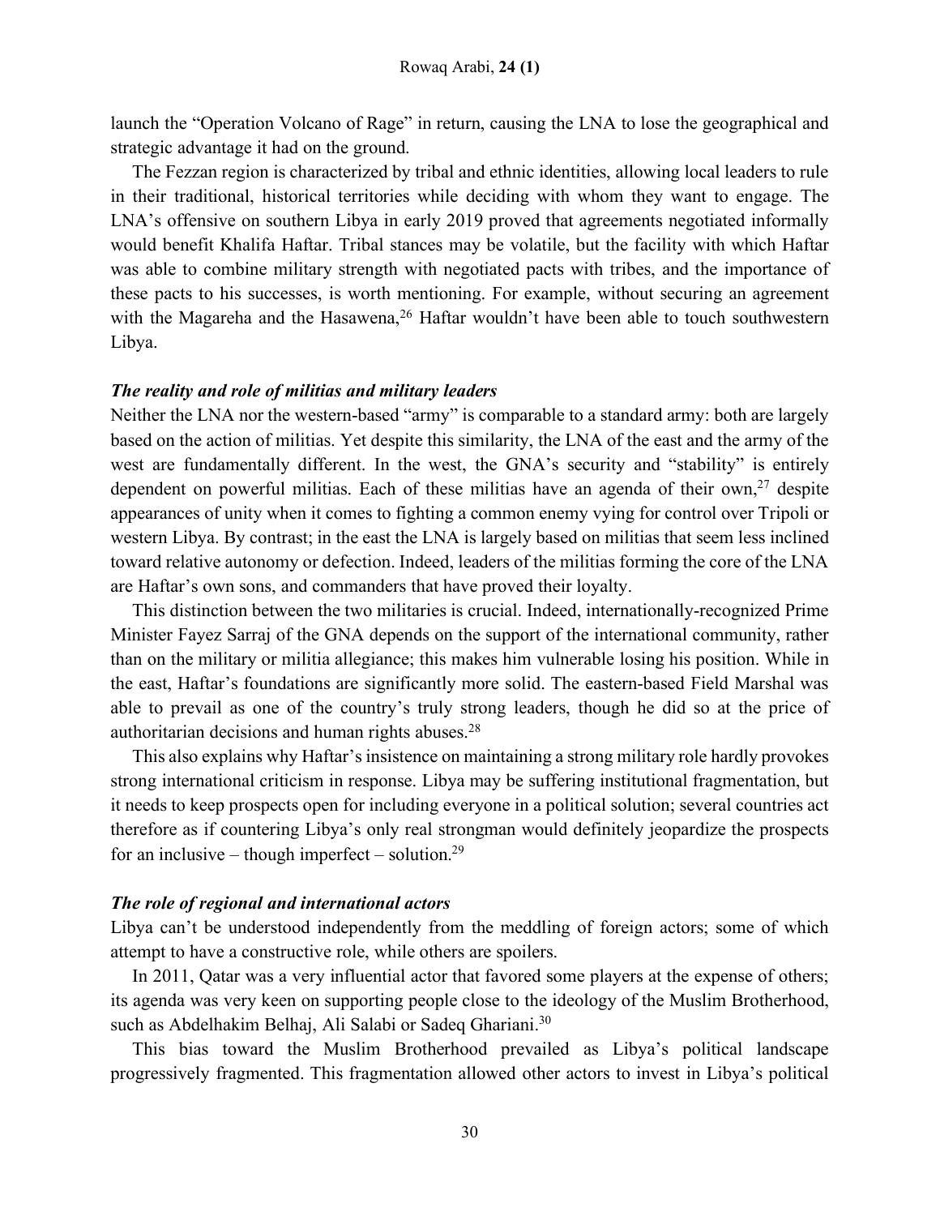launch the "Operation Volcano of Rage" in return, causing the LNA to lose the geographical and strategic advantage it had on the ground.

The Fezzan region is characterized by tribal and ethnic identities, allowing local leaders to rule in their traditional, historical territories while deciding with whom they want to engage. The LNA's offensive on southern Libya in early 2019 proved that agreements negotiated informally would benefit Khalifa Haftar. Tribal stances may be volatile, but the facility with which Haftar was able to combine military strength with negotiated pacts with tribes, and the importance of these pacts to his successes, is worth mentioning. For example, without securing an agreement with the Magareha and the Hasawena,[26] Haftar wouldn't have been able to touch southwestern Libya.

### *The reality and role of militias and military leaders*

Neither the LNA nor the western-based "army" is comparable to a standard army: both are largely based on the action of militias. Yet despite this similarity, the LNA of the east and the army of the west are fundamentally different. In the west, the GNA's security and "stability" is entirely dependent on powerful militias. Each of these militias have an agenda of their own,[27] despite appearances of unity when it comes to fighting a common enemy vying for control over Tripoli or western Libya. By contrast; in the east the LNA is largely based on militias that seem less inclined toward relative autonomy or defection. Indeed, leaders of the militias forming the core of the LNA are Haftar's own sons, and commanders that have proved their loyalty.

This distinction between the two militaries is crucial. Indeed, internationally-recognized Prime Minister Fayez Sarraj of the GNA depends on the support of the international community, rather than on the military or militia allegiance; this makes him vulnerable losing his position. While in the east, Haftar's foundations are significantly more solid. The eastern-based Field Marshal was able to prevail as one of the country's truly strong leaders, though he did so at the price of authoritarian decisions and human rights abuses.[28]

This also explains why Haftar's insistence on maintaining a strong military role hardly provokes strong international criticism in response. Libya may be suffering institutional fragmentation, but it needs to keep prospects open for including everyone in a political solution; several countries act therefore as if countering Libya's only real strongman would definitely jeopardize the prospects for an inclusive – though imperfect – solution.[29]

### *The role of regional and international actors*

Libya can't be understood independently from the meddling of foreign actors; some of which attempt to have a constructive role, while others are spoilers.

In 2011, Qatar was a very influential actor that favored some players at the expense of others; its agenda was very keen on supporting people close to the ideology of the Muslim Brotherhood, such as Abdelhakim Belhaj, Ali Salabi or Sadeq Ghariani.[30]

This bias toward the Muslim Brotherhood prevailed as Libya's political landscape progressively fragmented. This fragmentation allowed other actors to invest in Libya's political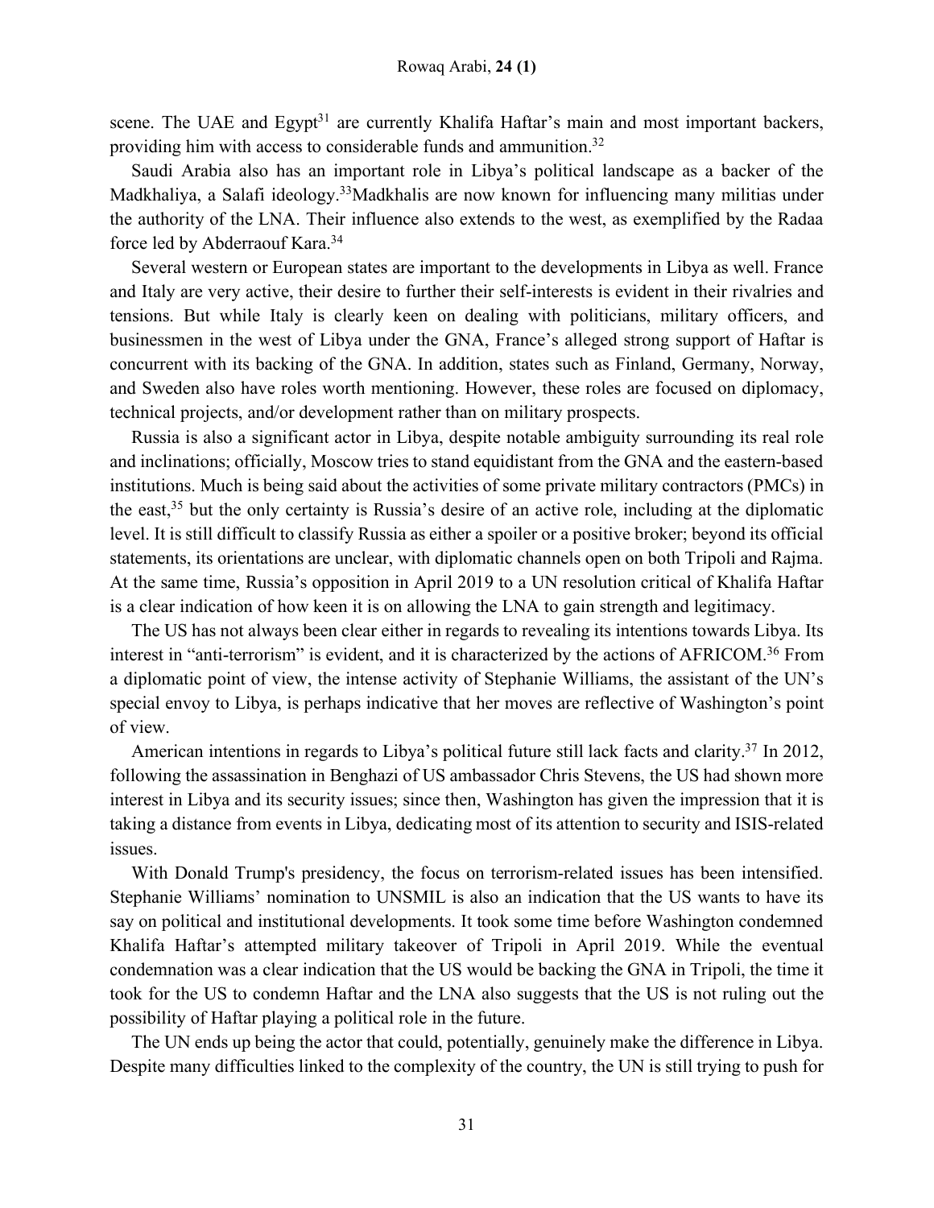scene. The UAE and Egypt[31] are currently Khalifa Haftar's main and most important backers, providing him with access to considerable funds and ammunition.[32]

Saudi Arabia also has an important role in Libya's political landscape as a backer of the Madkhaliya, a Salafi ideology.[33]Madkhalis are now known for influencing many militias under the authority of the LNA. Their influence also extends to the west, as exemplified by the Radaa force led by Abderraouf Kara.[34]

Several western or European states are important to the developments in Libya as well. France and Italy are very active, their desire to further their self-interests is evident in their rivalries and tensions. But while Italy is clearly keen on dealing with politicians, military officers, and businessmen in the west of Libya under the GNA, France's alleged strong support of Haftar is concurrent with its backing of the GNA. In addition, states such as Finland, Germany, Norway, and Sweden also have roles worth mentioning. However, these roles are focused on diplomacy, technical projects, and/or development rather than on military prospects.

Russia is also a significant actor in Libya, despite notable ambiguity surrounding its real role and inclinations; officially, Moscow tries to stand equidistant from the GNA and the eastern-based institutions. Much is being said about the activities of some private military contractors (PMCs) in the east,[35] but the only certainty is Russia's desire of an active role, including at the diplomatic level. It is still difficult to classify Russia as either a spoiler or a positive broker; beyond its official statements, its orientations are unclear, with diplomatic channels open on both Tripoli and Rajma. At the same time, Russia's opposition in April 2019 to a UN resolution critical of Khalifa Haftar is a clear indication of how keen it is on allowing the LNA to gain strength and legitimacy.

The US has not always been clear either in regards to revealing its intentions towards Libya. Its interest in "anti-terrorism" is evident, and it is characterized by the actions of AFRICOM.[36] From a diplomatic point of view, the intense activity of Stephanie Williams, the assistant of the UN's special envoy to Libya, is perhaps indicative that her moves are reflective of Washington's point of view.

American intentions in regards to Libya's political future still lack facts and clarity.[37] In 2012, following the assassination in Benghazi of US ambassador Chris Stevens, the US had shown more interest in Libya and its security issues; since then, Washington has given the impression that it is taking a distance from events in Libya, dedicating most of its attention to security and ISIS-related issues.

With Donald Trump's presidency, the focus on terrorism-related issues has been intensified. Stephanie Williams' nomination to UNSMIL is also an indication that the US wants to have its say on political and institutional developments. It took some time before Washington condemned Khalifa Haftar's attempted military takeover of Tripoli in April 2019. While the eventual condemnation was a clear indication that the US would be backing the GNA in Tripoli, the time it took for the US to condemn Haftar and the LNA also suggests that the US is not ruling out the possibility of Haftar playing a political role in the future.

The UN ends up being the actor that could, potentially, genuinely make the difference in Libya. Despite many difficulties linked to the complexity of the country, the UN is still trying to push for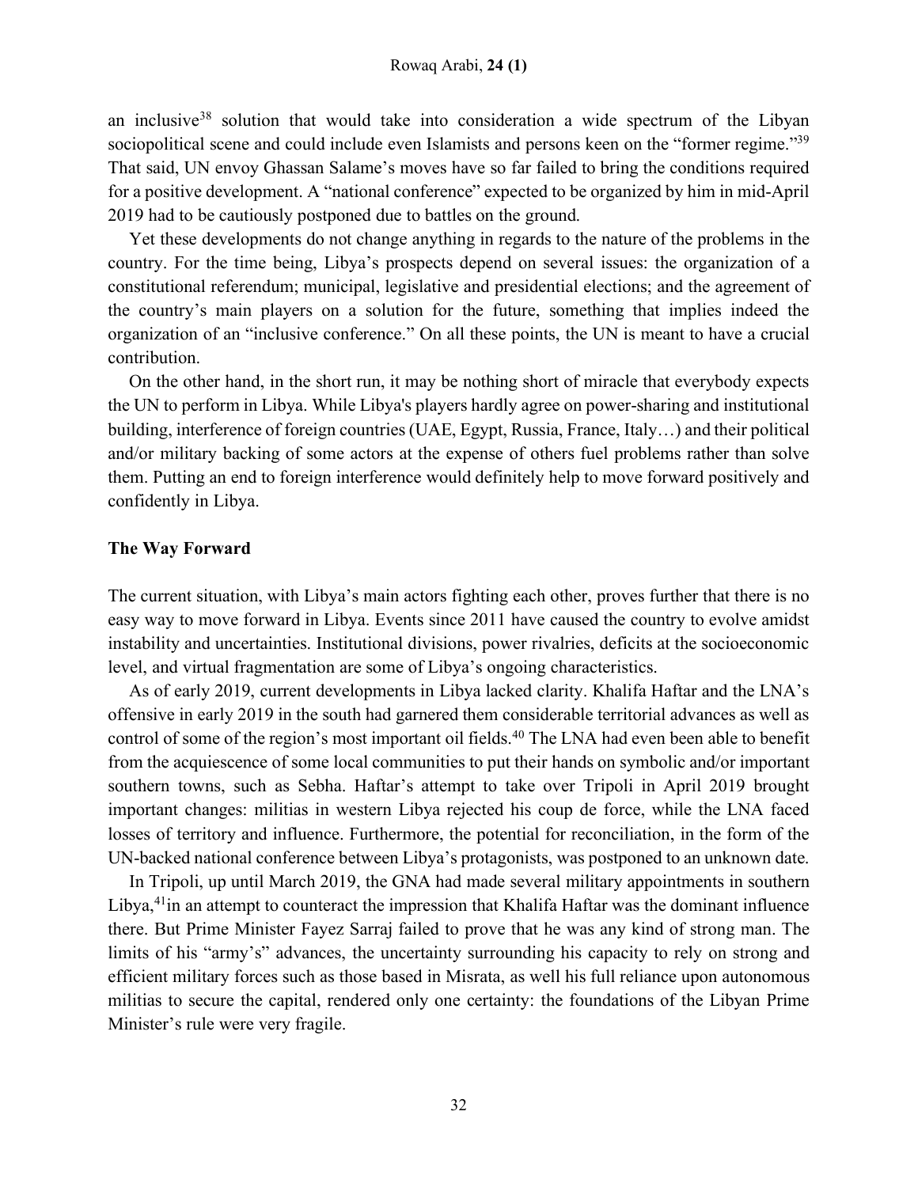an inclusive[38] solution that would take into consideration a wide spectrum of the Libyan sociopolitical scene and could include even Islamists and persons keen on the "former regime."[39] That said, UN envoy Ghassan Salame's moves have so far failed to bring the conditions required for a positive development. A "national conference" expected to be organized by him in mid-April 2019 had to be cautiously postponed due to battles on the ground.

Yet these developments do not change anything in regards to the nature of the problems in the country. For the time being, Libya's prospects depend on several issues: the organization of a constitutional referendum; municipal, legislative and presidential elections; and the agreement of the country's main players on a solution for the future, something that implies indeed the organization of an "inclusive conference." On all these points, the UN is meant to have a crucial contribution.

On the other hand, in the short run, it may be nothing short of miracle that everybody expects the UN to perform in Libya. While Libya's players hardly agree on power-sharing and institutional building, interference of foreign countries (UAE, Egypt, Russia, France, Italy…) and their political and/or military backing of some actors at the expense of others fuel problems rather than solve them. Putting an end to foreign interference would definitely help to move forward positively and confidently in Libya.

**The Way Forward**

The current situation, with Libya's main actors fighting each other, proves further that there is no easy way to move forward in Libya. Events since 2011 have caused the country to evolve amidst instability and uncertainties. Institutional divisions, power rivalries, deficits at the socioeconomic level, and virtual fragmentation are some of Libya's ongoing characteristics.

As of early 2019, current developments in Libya lacked clarity. Khalifa Haftar and the LNA's offensive in early 2019 in the south had garnered them considerable territorial advances as well as control of some of the region's most important oil fields.[40] The LNA had even been able to benefit from the acquiescence of some local communities to put their hands on symbolic and/or important southern towns, such as Sebha. Haftar's attempt to take over Tripoli in April 2019 brought important changes: militias in western Libya rejected his coup de force, while the LNA faced losses of territory and influence. Furthermore, the potential for reconciliation, in the form of the UN-backed national conference between Libya's protagonists, was postponed to an unknown date.

In Tripoli, up until March 2019, the GNA had made several military appointments in southern Libya,[41] in an attempt to counteract the impression that Khalifa Haftar was the dominant influence there. But Prime Minister Fayez Sarraj failed to prove that he was any kind of strong man. The limits of his "army's" advances, the uncertainty surrounding his capacity to rely on strong and efficient military forces such as those based in Misrata, as well his full reliance upon autonomous militias to secure the capital, rendered only one certainty: the foundations of the Libyan Prime Minister's rule were very fragile.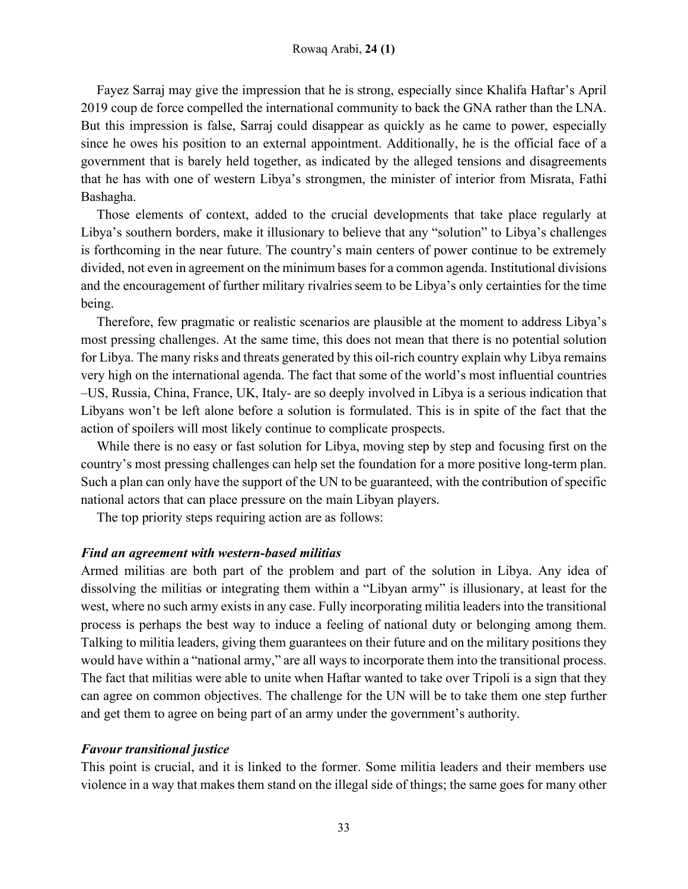Fayez Sarraj may give the impression that he is strong, especially since Khalifa Haftar's April 2019 coup de force compelled the international community to back the GNA rather than the LNA. But this impression is false, Sarraj could disappear as quickly as he came to power, especially since he owes his position to an external appointment. Additionally, he is the official face of a government that is barely held together, as indicated by the alleged tensions and disagreements that he has with one of western Libya's strongmen, the minister of interior from Misrata, Fathi Bashagha.

Those elements of context, added to the crucial developments that take place regularly at Libya's southern borders, make it illusionary to believe that any "solution" to Libya's challenges is forthcoming in the near future. The country's main centers of power continue to be extremely divided, not even in agreement on the minimum bases for a common agenda. Institutional divisions and the encouragement of further military rivalries seem to be Libya's only certainties for the time being.

Therefore, few pragmatic or realistic scenarios are plausible at the moment to address Libya's most pressing challenges. At the same time, this does not mean that there is no potential solution for Libya. The many risks and threats generated by this oil-rich country explain why Libya remains very high on the international agenda. The fact that some of the world's most influential countries –US, Russia, China, France, UK, Italy- are so deeply involved in Libya is a serious indication that Libyans won't be left alone before a solution is formulated. This is in spite of the fact that the action of spoilers will most likely continue to complicate prospects.

While there is no easy or fast solution for Libya, moving step by step and focusing first on the country's most pressing challenges can help set the foundation for a more positive long-term plan. Such a plan can only have the support of the UN to be guaranteed, with the contribution of specific national actors that can place pressure on the main Libyan players.

The top priority steps requiring action are as follows:

### *Find an agreement with western-based militias*

Armed militias are both part of the problem and part of the solution in Libya. Any idea of dissolving the militias or integrating them within a "Libyan army" is illusionary, at least for the west, where no such army exists in any case. Fully incorporating militia leaders into the transitional process is perhaps the best way to induce a feeling of national duty or belonging among them. Talking to militia leaders, giving them guarantees on their future and on the military positions they would have within a "national army," are all ways to incorporate them into the transitional process. The fact that militias were able to unite when Haftar wanted to take over Tripoli is a sign that they can agree on common objectives. The challenge for the UN will be to take them one step further and get them to agree on being part of an army under the government's authority.

### *Favour transitional justice*

This point is crucial, and it is linked to the former. Some militia leaders and their members use violence in a way that makes them stand on the illegal side of things; the same goes for many other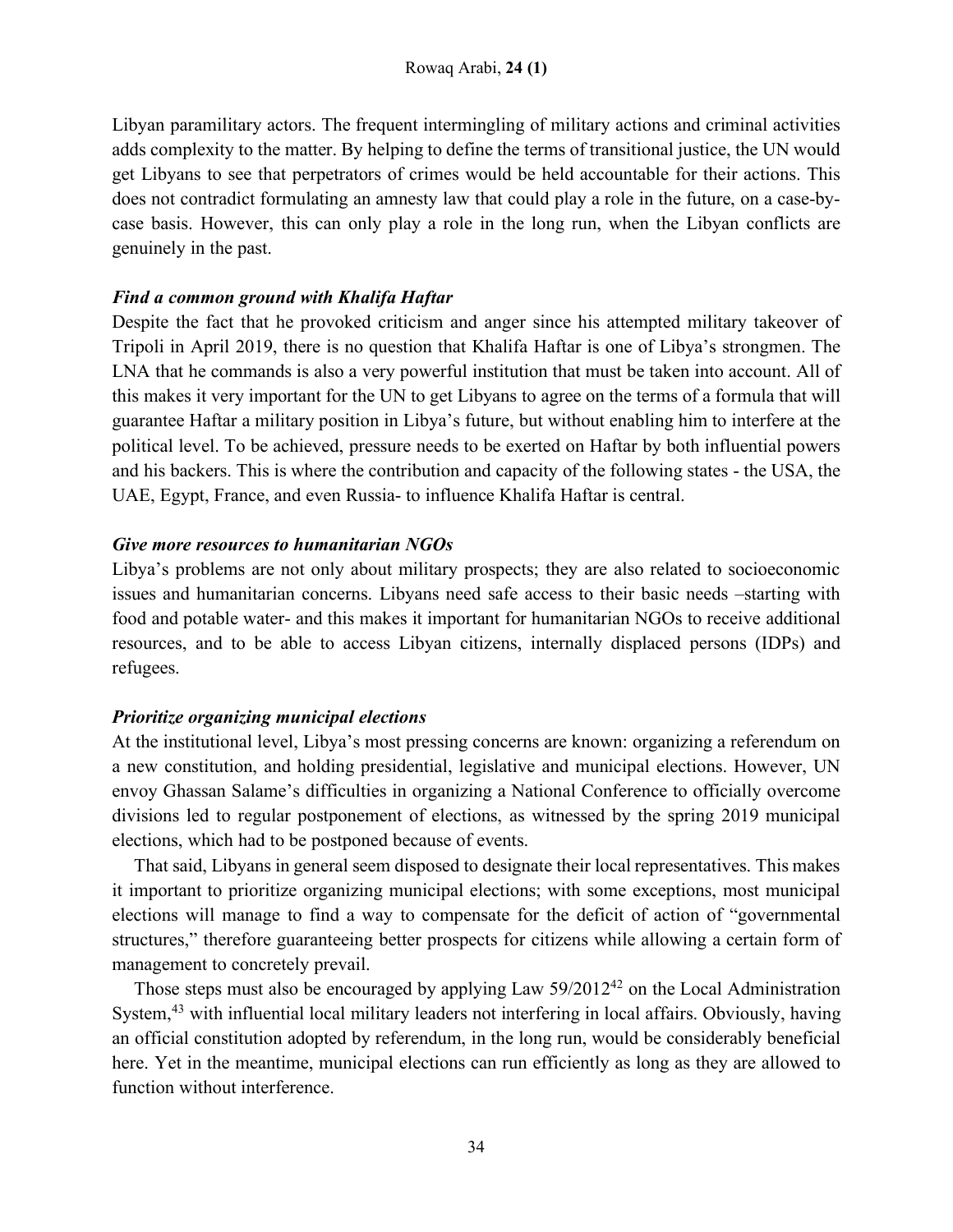Libyan paramilitary actors. The frequent intermingling of military actions and criminal activities adds complexity to the matter. By helping to define the terms of transitional justice, the UN would get Libyans to see that perpetrators of crimes would be held accountable for their actions. This does not contradict formulating an amnesty law that could play a role in the future, on a case-by-case basis. However, this can only play a role in the long run, when the Libyan conflicts are genuinely in the past.

### *Find a common ground with Khalifa Haftar*

Despite the fact that he provoked criticism and anger since his attempted military takeover of Tripoli in April 2019, there is no question that Khalifa Haftar is one of Libya's strongmen. The LNA that he commands is also a very powerful institution that must be taken into account. All of this makes it very important for the UN to get Libyans to agree on the terms of a formula that will guarantee Haftar a military position in Libya's future, but without enabling him to interfere at the political level. To be achieved, pressure needs to be exerted on Haftar by both influential powers and his backers. This is where the contribution and capacity of the following states - the USA, the UAE, Egypt, France, and even Russia- to influence Khalifa Haftar is central.

### *Give more resources to humanitarian NGOs*

Libya's problems are not only about military prospects; they are also related to socioeconomic issues and humanitarian concerns. Libyans need safe access to their basic needs –starting with food and potable water- and this makes it important for humanitarian NGOs to receive additional resources, and to be able to access Libyan citizens, internally displaced persons (IDPs) and refugees.

### *Prioritize organizing municipal elections*

At the institutional level, Libya's most pressing concerns are known: organizing a referendum on a new constitution, and holding presidential, legislative and municipal elections. However, UN envoy Ghassan Salame's difficulties in organizing a National Conference to officially overcome divisions led to regular postponement of elections, as witnessed by the spring 2019 municipal elections, which had to be postponed because of events.

That said, Libyans in general seem disposed to designate their local representatives. This makes it important to prioritize organizing municipal elections; with some exceptions, most municipal elections will manage to find a way to compensate for the deficit of action of "governmental structures," therefore guaranteeing better prospects for citizens while allowing a certain form of management to concretely prevail.

Those steps must also be encouraged by applying Law 59/2012[42] on the Local Administration System,[43] with influential local military leaders not interfering in local affairs. Obviously, having an official constitution adopted by referendum, in the long run, would be considerably beneficial here. Yet in the meantime, municipal elections can run efficiently as long as they are allowed to function without interference.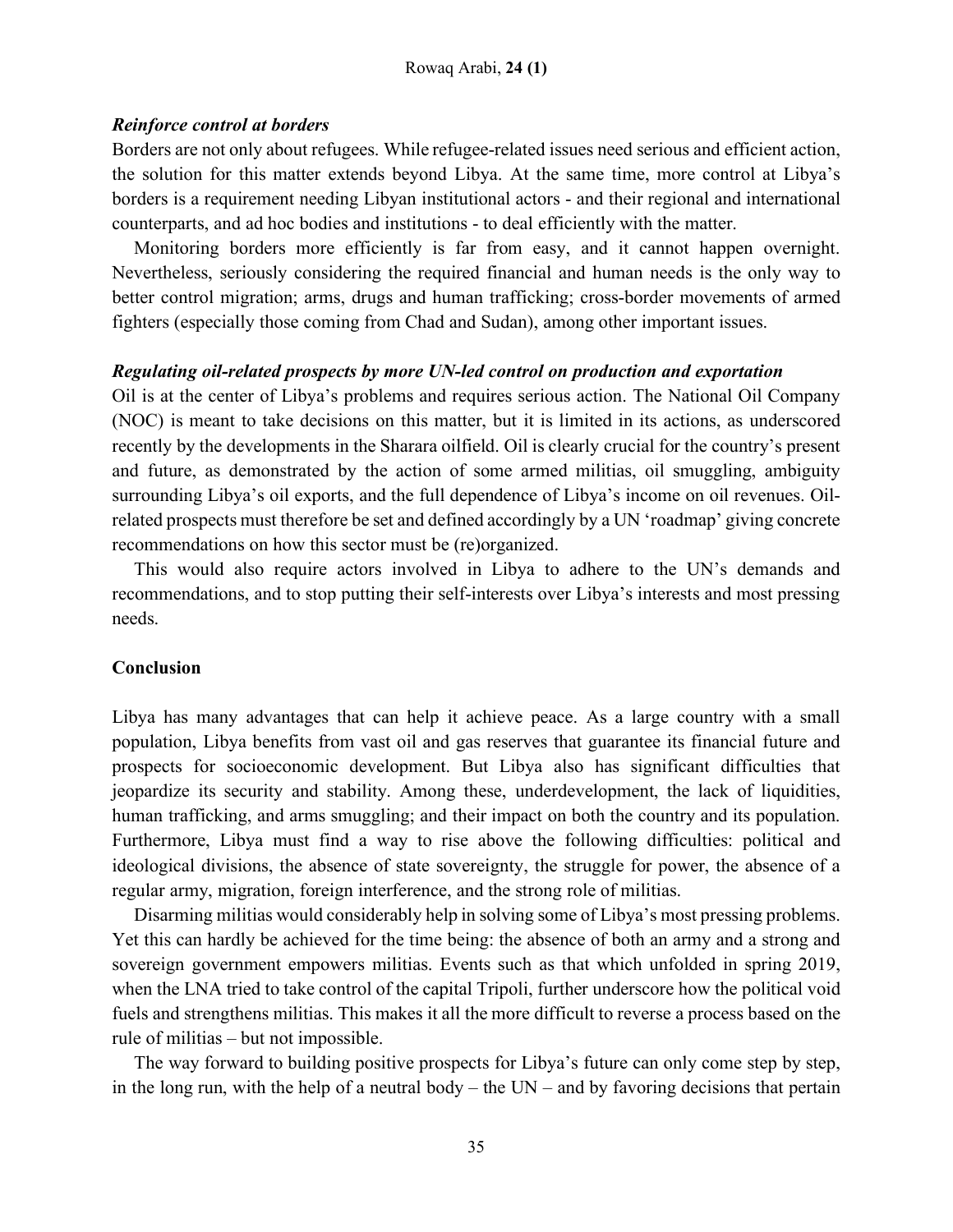***Reinforce control at borders***

Borders are not only about refugees. While refugee-related issues need serious and efficient action, the solution for this matter extends beyond Libya. At the same time, more control at Libya's borders is a requirement needing Libyan institutional actors - and their regional and international counterparts, and ad hoc bodies and institutions - to deal efficiently with the matter.

Monitoring borders more efficiently is far from easy, and it cannot happen overnight. Nevertheless, seriously considering the required financial and human needs is the only way to better control migration; arms, drugs and human trafficking; cross-border movements of armed fighters (especially those coming from Chad and Sudan), among other important issues.

***Regulating oil-related prospects by more UN-led control on production and exportation***

Oil is at the center of Libya's problems and requires serious action. The National Oil Company (NOC) is meant to take decisions on this matter, but it is limited in its actions, as underscored recently by the developments in the Sharara oilfield. Oil is clearly crucial for the country's present and future, as demonstrated by the action of some armed militias, oil smuggling, ambiguity surrounding Libya's oil exports, and the full dependence of Libya's income on oil revenues. Oil-related prospects must therefore be set and defined accordingly by a UN 'roadmap' giving concrete recommendations on how this sector must be (re)organized.

This would also require actors involved in Libya to adhere to the UN's demands and recommendations, and to stop putting their self-interests over Libya's interests and most pressing needs.

## Conclusion

Libya has many advantages that can help it achieve peace. As a large country with a small population, Libya benefits from vast oil and gas reserves that guarantee its financial future and prospects for socioeconomic development. But Libya also has significant difficulties that jeopardize its security and stability. Among these, underdevelopment, the lack of liquidities, human trafficking, and arms smuggling; and their impact on both the country and its population. Furthermore, Libya must find a way to rise above the following difficulties: political and ideological divisions, the absence of state sovereignty, the struggle for power, the absence of a regular army, migration, foreign interference, and the strong role of militias.

Disarming militias would considerably help in solving some of Libya's most pressing problems. Yet this can hardly be achieved for the time being: the absence of both an army and a strong and sovereign government empowers militias. Events such as that which unfolded in spring 2019, when the LNA tried to take control of the capital Tripoli, further underscore how the political void fuels and strengthens militias. This makes it all the more difficult to reverse a process based on the rule of militias – but not impossible.

The way forward to building positive prospects for Libya's future can only come step by step, in the long run, with the help of a neutral body – the UN – and by favoring decisions that pertain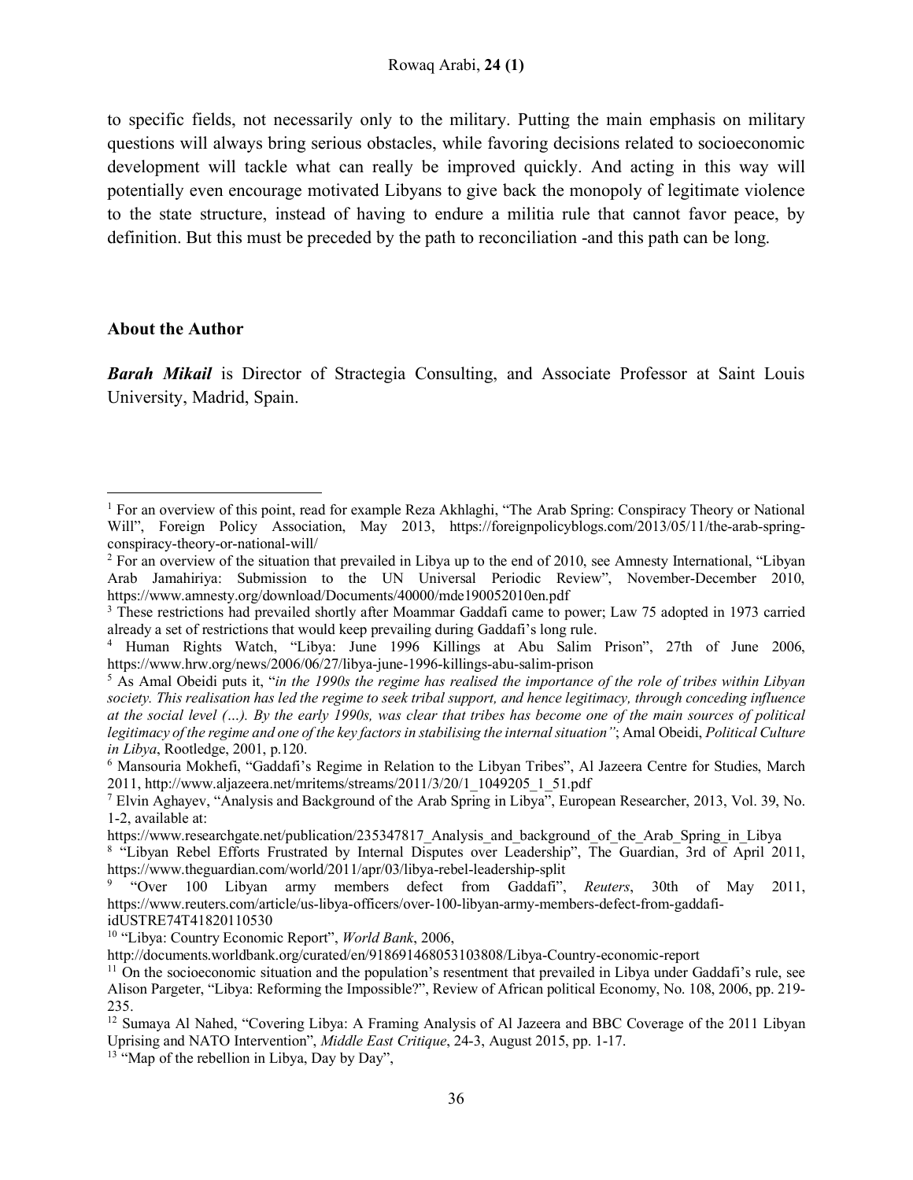to specific fields, not necessarily only to the military. Putting the main emphasis on military questions will always bring serious obstacles, while favoring decisions related to socioeconomic development will tackle what can really be improved quickly. And acting in this way will potentially even encourage motivated Libyans to give back the monopoly of legitimate violence to the state structure, instead of having to endure a militia rule that cannot favor peace, by definition. But this must be preceded by the path to reconciliation -and this path can be long.

### About the Author

***Barah Mikail*** is Director of Stractegia Consulting, and Associate Professor at Saint Louis University, Madrid, Spain.

---

[1] For an overview of this point, read for example Reza Akhlaghi, "The Arab Spring: Conspiracy Theory or National Will", Foreign Policy Association, May 2013, https://foreignpolicyblogs.com/2013/05/11/the-arab-spring-conspiracy-theory-or-national-will/

[2] For an overview of the situation that prevailed in Libya up to the end of 2010, see Amnesty International, "Libyan Arab Jamahiriya: Submission to the UN Universal Periodic Review", November-December 2010, https://www.amnesty.org/download/Documents/40000/mde190052010en.pdf

[3] These restrictions had prevailed shortly after Moammar Gaddafi came to power; Law 75 adopted in 1973 carried already a set of restrictions that would keep prevailing during Gaddafi's long rule.

[4] Human Rights Watch, "Libya: June 1996 Killings at Abu Salim Prison", 27th of June 2006, https://www.hrw.org/news/2006/06/27/libya-june-1996-killings-abu-salim-prison

[5] As Amal Obeidi puts it, "*in the 1990s the regime has realised the importance of the role of tribes within Libyan society. This realisation has led the regime to seek tribal support, and hence legitimacy, through conceding influence at the social level (…). By the early 1990s, was clear that tribes has become one of the main sources of political legitimacy of the regime and one of the key factors in stabilising the internal situation"*; Amal Obeidi, *Political Culture in Libya*, Rootledge, 2001, p.120.

[6] Mansouria Mokhefi, "Gaddafi's Regime in Relation to the Libyan Tribes", Al Jazeera Centre for Studies, March 2011, http://www.aljazeera.net/mritems/streams/2011/3/20/1_1049205_1_51.pdf

[7] Elvin Aghayev, "Analysis and Background of the Arab Spring in Libya", European Researcher, 2013, Vol. 39, No. 1-2, available at:
https://www.researchgate.net/publication/235347817_Analysis_and_background_of_the_Arab_Spring_in_Libya

[8] "Libyan Rebel Efforts Frustrated by Internal Disputes over Leadership", The Guardian, 3rd of April 2011, https://www.theguardian.com/world/2011/apr/03/libya-rebel-leadership-split

[9] "Over 100 Libyan army members defect from Gaddafi", *Reuters*, 30th of May 2011, https://www.reuters.com/article/us-libya-officers/over-100-libyan-army-members-defect-from-gaddafi-idUSTRE74T41820110530

[10] "Libya: Country Economic Report", *World Bank*, 2006, http://documents.worldbank.org/curated/en/918691468053103808/Libya-Country-economic-report

[11] On the socioeconomic situation and the population's resentment that prevailed in Libya under Gaddafi's rule, see Alison Pargeter, "Libya: Reforming the Impossible?", Review of African political Economy, No. 108, 2006, pp. 219-235.

[12] Sumaya Al Nahed, "Covering Libya: A Framing Analysis of Al Jazeera and BBC Coverage of the 2011 Libyan Uprising and NATO Intervention", *Middle East Critique*, 24-3, August 2015, pp. 1-17.

[13] "Map of the rebellion in Libya, Day by Day",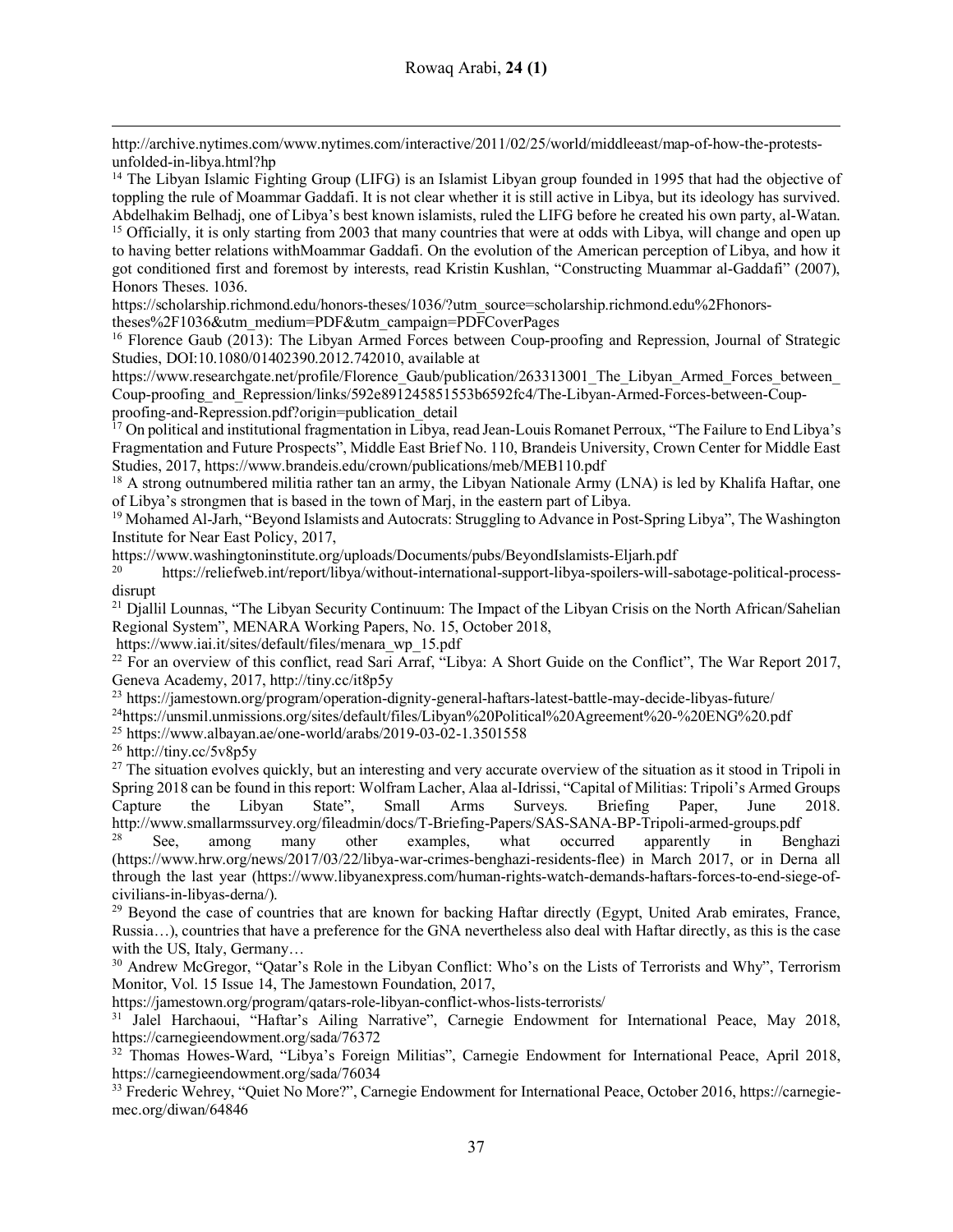http://archive.nytimes.com/www.nytimes.com/interactive/2011/02/25/world/middleeast/map-of-how-the-protests-unfolded-in-libya.html?hp

[14] The Libyan Islamic Fighting Group (LIFG) is an Islamist Libyan group founded in 1995 that had the objective of toppling the rule of Moammar Gaddafi. It is not clear whether it is still active in Libya, but its ideology has survived. Abdelhakim Belhadj, one of Libya's best known islamists, ruled the LIFG before he created his own party, al-Watan.

[15] Officially, it is only starting from 2003 that many countries that were at odds with Libya, will change and open up to having better relations withMoammar Gaddafi. On the evolution of the American perception of Libya, and how it got conditioned first and foremost by interests, read Kristin Kushlan, "Constructing Muammar al-Gaddafi" (2007), Honors Theses. 1036.
https://scholarship.richmond.edu/honors-theses/1036/?utm_source=scholarship.richmond.edu%2Fhonors-theses%2F1036&utm_medium=PDF&utm_campaign=PDFCoverPages

[16] Florence Gaub (2013): The Libyan Armed Forces between Coup-proofing and Repression, Journal of Strategic Studies, DOI:10.1080/01402390.2012.742010, available at
https://www.researchgate.net/profile/Florence_Gaub/publication/263313001_The_Libyan_Armed_Forces_between_Coup-proofing_and_Repression/links/592e891245851553b6592fc4/The-Libyan-Armed-Forces-between-Coup-proofing-and-Repression.pdf?origin=publication_detail

[17] On political and institutional fragmentation in Libya, read Jean-Louis Romanet Perroux, "The Failure to End Libya's Fragmentation and Future Prospects", Middle East Brief No. 110, Brandeis University, Crown Center for Middle East Studies, 2017, https://www.brandeis.edu/crown/publications/meb/MEB110.pdf

[18] A strong outnumbered militia rather tan an army, the Libyan Nationale Army (LNA) is led by Khalifa Haftar, one of Libya's strongmen that is based in the town of Marj, in the eastern part of Libya.

[19] Mohamed Al-Jarh, "Beyond Islamists and Autocrats: Struggling to Advance in Post-Spring Libya", The Washington Institute for Near East Policy, 2017,
https://www.washingtoninstitute.org/uploads/Documents/pubs/BeyondIslamists-Eljarh.pdf

[20] https://reliefweb.int/report/libya/without-international-support-libya-spoilers-will-sabotage-political-process-disrupt

[21] Djallil Lounnas, "The Libyan Security Continuum: The Impact of the Libyan Crisis on the North African/Sahelian Regional System", MENARA Working Papers, No. 15, October 2018,
https://www.iai.it/sites/default/files/menara_wp_15.pdf

[22] For an overview of this conflict, read Sari Arraf, "Libya: A Short Guide on the Conflict", The War Report 2017, Geneva Academy, 2017, http://tiny.cc/it8p5y

[23] https://jamestown.org/program/operation-dignity-general-haftars-latest-battle-may-decide-libyas-future/

[24] https://unsmil.unmissions.org/sites/default/files/Libyan%20Political%20Agreement%20-%20ENG%20.pdf

[25] https://www.albayan.ae/one-world/arabs/2019-03-02-1.3501558

[26] http://tiny.cc/5v8p5y

[27] The situation evolves quickly, but an interesting and very accurate overview of the situation as it stood in Tripoli in Spring 2018 can be found in this report: Wolfram Lacher, Alaa al-Idrissi, "Capital of Militias: Tripoli's Armed Groups Capture the Libyan State", Small Arms Surveys. Briefing Paper, June 2018.
http://www.smallarmssurvey.org/fileadmin/docs/T-Briefing-Papers/SAS-SANA-BP-Tripoli-armed-groups.pdf

[28] See, among many other examples, what occurred apparently in Benghazi (https://www.hrw.org/news/2017/03/22/libya-war-crimes-benghazi-residents-flee) in March 2017, or in Derna all through the last year (https://www.libyanexpress.com/human-rights-watch-demands-haftars-forces-to-end-siege-of-civilians-in-libyas-derna/).

[29] Beyond the case of countries that are known for backing Haftar directly (Egypt, United Arab emirates, France, Russia…), countries that have a preference for the GNA nevertheless also deal with Haftar directly, as this is the case with the US, Italy, Germany…

[30] Andrew McGregor, "Qatar's Role in the Libyan Conflict: Who's on the Lists of Terrorists and Why", Terrorism Monitor, Vol. 15 Issue 14, The Jamestown Foundation, 2017,
https://jamestown.org/program/qatars-role-libyan-conflict-whos-lists-terrorists/

[31] Jalel Harchaoui, "Haftar's Ailing Narrative", Carnegie Endowment for International Peace, May 2018, https://carnegieendowment.org/sada/76372

[32] Thomas Howes-Ward, "Libya's Foreign Militias", Carnegie Endowment for International Peace, April 2018, https://carnegieendowment.org/sada/76034

[33] Frederic Wehrey, "Quiet No More?", Carnegie Endowment for International Peace, October 2016, https://carnegie-mec.org/diwan/64846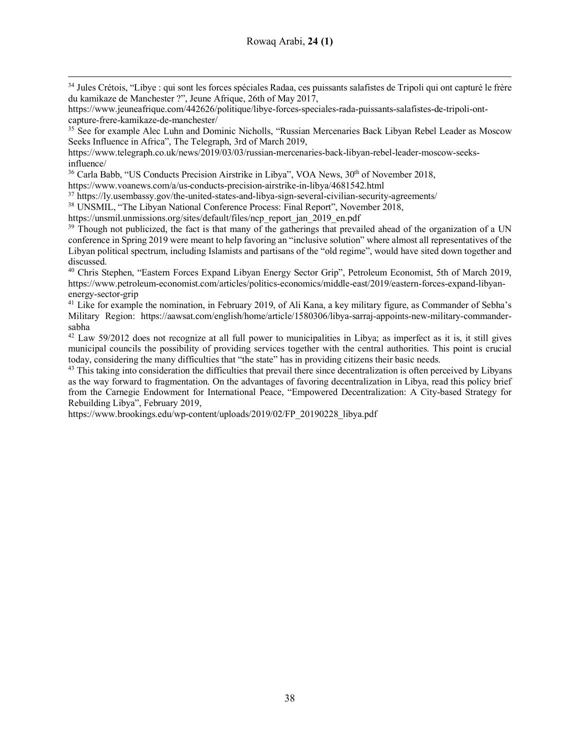[34] Jules Crétois, "Libye : qui sont les forces spéciales Radaa, ces puissants salafistes de Tripoli qui ont capturé le frère du kamikaze de Manchester ?", Jeune Afrique, 26th of May 2017, https://www.jeuneafrique.com/442626/politique/libye-forces-speciales-rada-puissants-salafistes-de-tripoli-ont-capture-frere-kamikaze-de-manchester/

[35] See for example Alec Luhn and Dominic Nicholls, "Russian Mercenaries Back Libyan Rebel Leader as Moscow Seeks Influence in Africa", The Telegraph, 3rd of March 2019, https://www.telegraph.co.uk/news/2019/03/03/russian-mercenaries-back-libyan-rebel-leader-moscow-seeks-influence/

[36] Carla Babb, "US Conducts Precision Airstrike in Libya", VOA News, 30th of November 2018, https://www.voanews.com/a/us-conducts-precision-airstrike-in-libya/4681542.html

[37] https://ly.usembassy.gov/the-united-states-and-libya-sign-several-civilian-security-agreements/

[38] UNSMIL, "The Libyan National Conference Process: Final Report", November 2018, https://unsmil.unmissions.org/sites/default/files/ncp_report_jan_2019_en.pdf

[39] Though not publicized, the fact is that many of the gatherings that prevailed ahead of the organization of a UN conference in Spring 2019 were meant to help favoring an "inclusive solution" where almost all representatives of the Libyan political spectrum, including Islamists and partisans of the "old regime", would have sited down together and discussed.

[40] Chris Stephen, "Eastern Forces Expand Libyan Energy Sector Grip", Petroleum Economist, 5th of March 2019, https://www.petroleum-economist.com/articles/politics-economics/middle-east/2019/eastern-forces-expand-libyan-energy-sector-grip

[41] Like for example the nomination, in February 2019, of Ali Kana, a key military figure, as Commander of Sebha's Military Region: https://aawsat.com/english/home/article/1580306/libya-sarraj-appoints-new-military-commander-sabha

[42] Law 59/2012 does not recognize at all full power to municipalities in Libya; as imperfect as it is, it still gives municipal councils the possibility of providing services together with the central authorities. This point is crucial today, considering the many difficulties that "the state" has in providing citizens their basic needs.

[43] This taking into consideration the difficulties that prevail there since decentralization is often perceived by Libyans as the way forward to fragmentation. On the advantages of favoring decentralization in Libya, read this policy brief from the Carnegie Endowment for International Peace, "Empowered Decentralization: A City-based Strategy for Rebuilding Libya", February 2019, https://www.brookings.edu/wp-content/uploads/2019/02/FP_20190228_libya.pdf